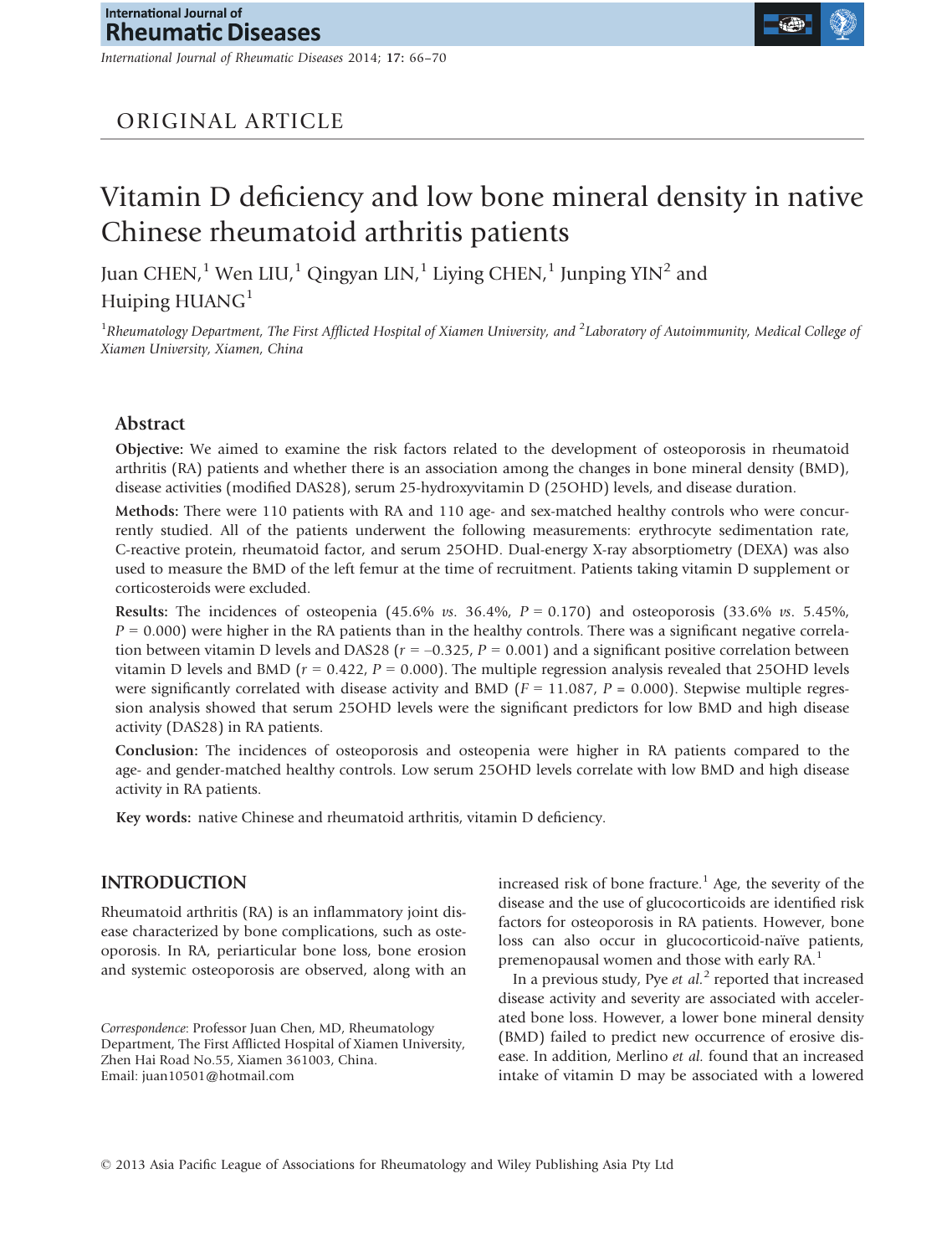ORIGINAL ARTICLE

# Vitamin D deficiency and low bone mineral density in native Chinese rheumatoid arthritis patients

Juan CHEN,[1] Wen LIU,[1] Qingyan LIN,[1] Liying CHEN,[1] Junping YIN[2] and Huiping HUANG[1]

[1]Rheumatology Department, The First Afflicted Hospital of Xiamen University, and [2]Laboratory of Autoimmunity, Medical College of Xiamen University, Xiamen, China

## Abstract

**Objective:** We aimed to examine the risk factors related to the development of osteoporosis in rheumatoid arthritis (RA) patients and whether there is an association among the changes in bone mineral density (BMD), disease activities (modified DAS28), serum 25-hydroxyvitamin D (25OHD) levels, and disease duration.

**Methods:** There were 110 patients with RA and 110 age- and sex-matched healthy controls who were concurrently studied. All of the patients underwent the following measurements: erythrocyte sedimentation rate, C-reactive protein, rheumatoid factor, and serum 25OHD. Dual-energy X-ray absorptiometry (DEXA) was also used to measure the BMD of the left femur at the time of recruitment. Patients taking vitamin D supplement or corticosteroids were excluded.

**Results:** The incidences of osteopenia (45.6% *vs.* 36.4%, $P = 0.170$) and osteoporosis (33.6% *vs.* 5.45%, $P = 0.000$) were higher in the RA patients than in the healthy controls. There was a significant negative correlation between vitamin D levels and DAS28 ($r = -0.325$, $P = 0.001$) and a significant positive correlation between vitamin D levels and BMD ($r = 0.422$, $P = 0.000$). The multiple regression analysis revealed that 25OHD levels were significantly correlated with disease activity and BMD ($F = 11.087$, $P = 0.000$). Stepwise multiple regression analysis showed that serum 25OHD levels were the significant predictors for low BMD and high disease activity (DAS28) in RA patients.

**Conclusion:** The incidences of osteoporosis and osteopenia were higher in RA patients compared to the age- and gender-matched healthy controls. Low serum 25OHD levels correlate with low BMD and high disease activity in RA patients.

**Key words:** native Chinese and rheumatoid arthritis, vitamin D deficiency.

## INTRODUCTION

Rheumatoid arthritis (RA) is an inflammatory joint disease characterized by bone complications, such as osteoporosis. In RA, periarticular bone loss, bone erosion and systemic osteoporosis are observed, along with an increased risk of bone fracture.[1] Age, the severity of the disease and the use of glucocorticoids are identified risk factors for osteoporosis in RA patients. However, bone loss can also occur in glucocorticoid-naïve patients, premenopausal women and those with early RA.[1]

In a previous study, Pye *et al.*[2] reported that increased disease activity and severity are associated with accelerated bone loss. However, a lower bone mineral density (BMD) failed to predict new occurrence of erosive disease. In addition, Merlino *et al.* found that an increased intake of vitamin D may be associated with a lowered

*Correspondence*: Professor Juan Chen, MD, Rheumatology Department, The First Afflicted Hospital of Xiamen University, Zhen Hai Road No.55, Xiamen 361003, China.
Email: juan10501@hotmail.com

© 2013 Asia Pacific League of Associations for Rheumatology and Wiley Publishing Asia Pty Ltd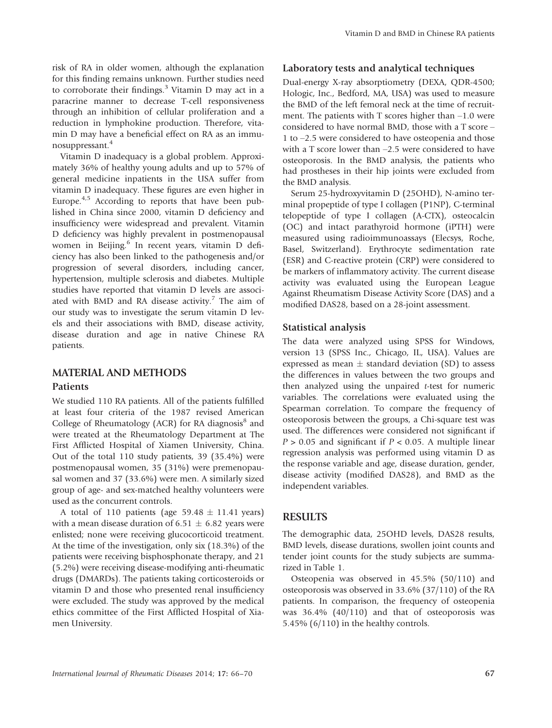risk of RA in older women, although the explanation for this finding remains unknown. Further studies need to corroborate their findings.[3] Vitamin D may act in a paracrine manner to decrease T-cell responsiveness through an inhibition of cellular proliferation and a reduction in lymphokine production. Therefore, vitamin D may have a beneficial effect on RA as an immunosuppressant.[4]

Vitamin D inadequacy is a global problem. Approximately 36% of healthy young adults and up to 57% of general medicine inpatients in the USA suffer from vitamin D inadequacy. These figures are even higher in Europe.[4,5] According to reports that have been published in China since 2000, vitamin D deficiency and insufficiency were widespread and prevalent. Vitamin D deficiency was highly prevalent in postmenopausal women in Beijing.[6] In recent years, vitamin D deficiency has also been linked to the pathogenesis and/or progression of several disorders, including cancer, hypertension, multiple sclerosis and diabetes. Multiple studies have reported that vitamin D levels are associated with BMD and RA disease activity.[7] The aim of our study was to investigate the serum vitamin D levels and their associations with BMD, disease activity, disease duration and age in native Chinese RA patients.

## MATERIAL AND METHODS

### Patients

We studied 110 RA patients. All of the patients fulfilled at least four criteria of the 1987 revised American College of Rheumatology (ACR) for RA diagnosis[8] and were treated at the Rheumatology Department at The First Afflicted Hospital of Xiamen University, China. Out of the total 110 study patients, 39 (35.4%) were postmenopausal women, 35 (31%) were premenopausal women and 37 (33.6%) were men. A similarly sized group of age- and sex-matched healthy volunteers were used as the concurrent controls.

A total of 110 patients (age 59.48 ± 11.41 years) with a mean disease duration of 6.51 ± 6.82 years were enlisted; none were receiving glucocorticoid treatment. At the time of the investigation, only six (18.3%) of the patients were receiving bisphosphonate therapy, and 21 (5.2%) were receiving disease-modifying anti-rheumatic drugs (DMARDs). The patients taking corticosteroids or vitamin D and those who presented renal insufficiency were excluded. The study was approved by the medical ethics committee of the First Afflicted Hospital of Xiamen University.

### Laboratory tests and analytical techniques

Dual-energy X-ray absorptiometry (DEXA, QDR-4500; Hologic, Inc., Bedford, MA, USA) was used to measure the BMD of the left femoral neck at the time of recruitment. The patients with T scores higher than –1.0 were considered to have normal BMD, those with a T score –1 to –2.5 were considered to have osteopenia and those with a T score lower than –2.5 were considered to have osteoporosis. In the BMD analysis, the patients who had prostheses in their hip joints were excluded from the BMD analysis.

Serum 25-hydroxyvitamin D (25OHD), N-amino terminal propeptide of type I collagen (P1NP), C-terminal telopeptide of type I collagen (A-CTX), osteocalcin (OC) and intact parathyroid hormone (iPTH) were measured using radioimmunoassays (Elecsys, Roche, Basel, Switzerland). Erythrocyte sedimentation rate (ESR) and C-reactive protein (CRP) were considered to be markers of inflammatory activity. The current disease activity was evaluated using the European League Against Rheumatism Disease Activity Score (DAS) and a modified DAS28, based on a 28-joint assessment.

### Statistical analysis

The data were analyzed using SPSS for Windows, version 13 (SPSS Inc., Chicago, IL, USA). Values are expressed as mean ± standard deviation (SD) to assess the differences in values between the two groups and then analyzed using the unpaired *t*-test for numeric variables. The correlations were evaluated using the Spearman correlation. To compare the frequency of osteoporosis between the groups, a Chi-square test was used. The differences were considered not significant if $P > 0.05$ and significant if $P < 0.05$. A multiple linear regression analysis was performed using vitamin D as the response variable and age, disease duration, gender, disease activity (modified DAS28), and BMD as the independent variables.

## RESULTS

The demographic data, 25OHD levels, DAS28 results, BMD levels, disease durations, swollen joint counts and tender joint counts for the study subjects are summarized in Table 1.

Osteopenia was observed in 45.5% (50/110) and osteoporosis was observed in 33.6% (37/110) of the RA patients. In comparison, the frequency of osteopenia was 36.4% (40/110) and that of osteoporosis was 5.45% (6/110) in the healthy controls.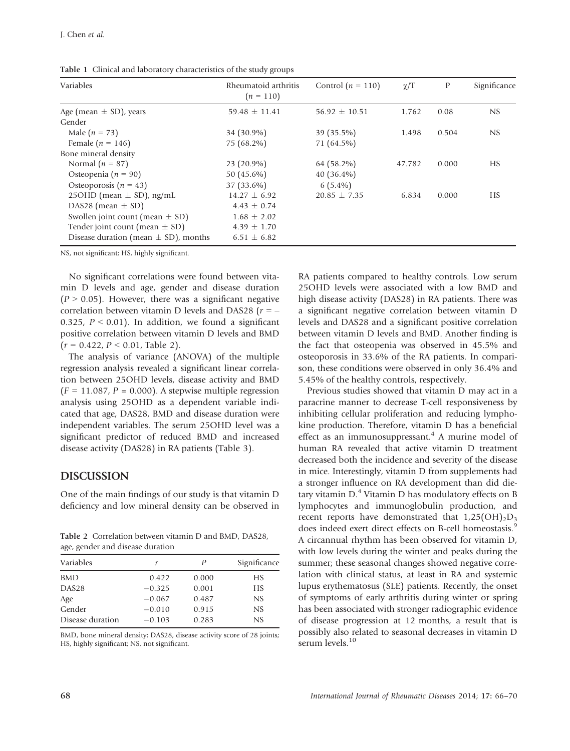**Table 1** Clinical and laboratory characteristics of the study groups

| Variables | Rheumatoid arthritis ($n$ = 110) | Control ($n$ = 110) | $\chi$/T | P | Significance |
|---|---|---|---|---|---|
| Age (mean ± SD), years | 59.48 ± 11.41 | 56.92 ± 10.51 | 1.762 | 0.08 | NS |
| Gender | | | | | |
| Male ($n$ = 73) | 34 (30.9%) | 39 (35.5%) | 1.498 | 0.504 | NS |
| Female ($n$ = 146) | 75 (68.2%) | 71 (64.5%) | | | |
| Bone mineral density | | | | | |
| Normal ($n$ = 87) | 23 (20.9%) | 64 (58.2%) | 47.782 | 0.000 | HS |
| Osteopenia ($n$ = 90) | 50 (45.6%) | 40 (36.4%) | | | |
| Osteoporosis ($n$ = 43) | 37 (33.6%) | 6 (5.4%) | | | |
| 25OHD (mean ± SD), ng/mL | 14.27 ± 6.92 | 20.85 ± 7.35 | 6.834 | 0.000 | HS |
| DAS28 (mean ± SD) | 4.43 ± 0.74 | | | | |
| Swollen joint count (mean ± SD) | 1.68 ± 2.02 | | | | |
| Tender joint count (mean ± SD) | 4.39 ± 1.70 | | | | |
| Disease duration (mean ± SD), months | 6.51 ± 6.82 | | | | |

NS, not significant; HS, highly significant.

No significant correlations were found between vitamin D levels and age, gender and disease duration ($P > 0.05$). However, there was a significant negative correlation between vitamin D levels and DAS28 ($r = -0.325$, $P < 0.01$). In addition, we found a significant positive correlation between vitamin D levels and BMD ($r = 0.422$, $P < 0.01$, Table 2).

The analysis of variance (ANOVA) of the multiple regression analysis revealed a significant linear correlation between 25OHD levels, disease activity and BMD ($F = 11.087$, $P = 0.000$). A stepwise multiple regression analysis using 25OHD as a dependent variable indicated that age, DAS28, BMD and disease duration were independent variables. The serum 25OHD level was a significant predictor of reduced BMD and increased disease activity (DAS28) in RA patients (Table 3).

## DISCUSSION

One of the main findings of our study is that vitamin D deficiency and low mineral density can be observed in RA patients compared to healthy controls. Low serum 25OHD levels were associated with a low BMD and high disease activity (DAS28) in RA patients. There was a significant negative correlation between vitamin D levels and DAS28 and a significant positive correlation between vitamin D levels and BMD. Another finding is the fact that osteopenia was observed in 45.5% and osteoporosis in 33.6% of the RA patients. In comparison, these conditions were observed in only 36.4% and 5.45% of the healthy controls, respectively.

**Table 2** Correlation between vitamin D and BMD, DAS28, age, gender and disease duration

| Variables | $r$ | $P$ | Significance |
|---|---|---|---|
| BMD | 0.422 | 0.000 | HS |
| DAS28 | −0.325 | 0.001 | HS |
| Age | −0.067 | 0.487 | NS |
| Gender | −0.010 | 0.915 | NS |
| Disease duration | −0.103 | 0.283 | NS |

BMD, bone mineral density; DAS28, disease activity score of 28 joints; HS, highly significant; NS, not significant.

Previous studies showed that vitamin D may act in a paracrine manner to decrease T-cell responsiveness by inhibiting cellular proliferation and reducing lymphokine production. Therefore, vitamin D has a beneficial effect as an immunosuppressant.[4] A murine model of human RA revealed that active vitamin D treatment decreased both the incidence and severity of the disease in mice. Interestingly, vitamin D from supplements had a stronger influence on RA development than did dietary vitamin D.[4] Vitamin D has modulatory effects on B lymphocytes and immunoglobulin production, and recent reports have demonstrated that $1,25(OH)_2D_3$ does indeed exert direct effects on B-cell homeostasis.[9] A circannual rhythm has been observed for vitamin D, with low levels during the winter and peaks during the summer; these seasonal changes showed negative correlation with clinical status, at least in RA and systemic lupus erythematosus (SLE) patients. Recently, the onset of symptoms of early arthritis during winter or spring has been associated with stronger radiographic evidence of disease progression at 12 months, a result that is possibly also related to seasonal decreases in vitamin D serum levels.[10]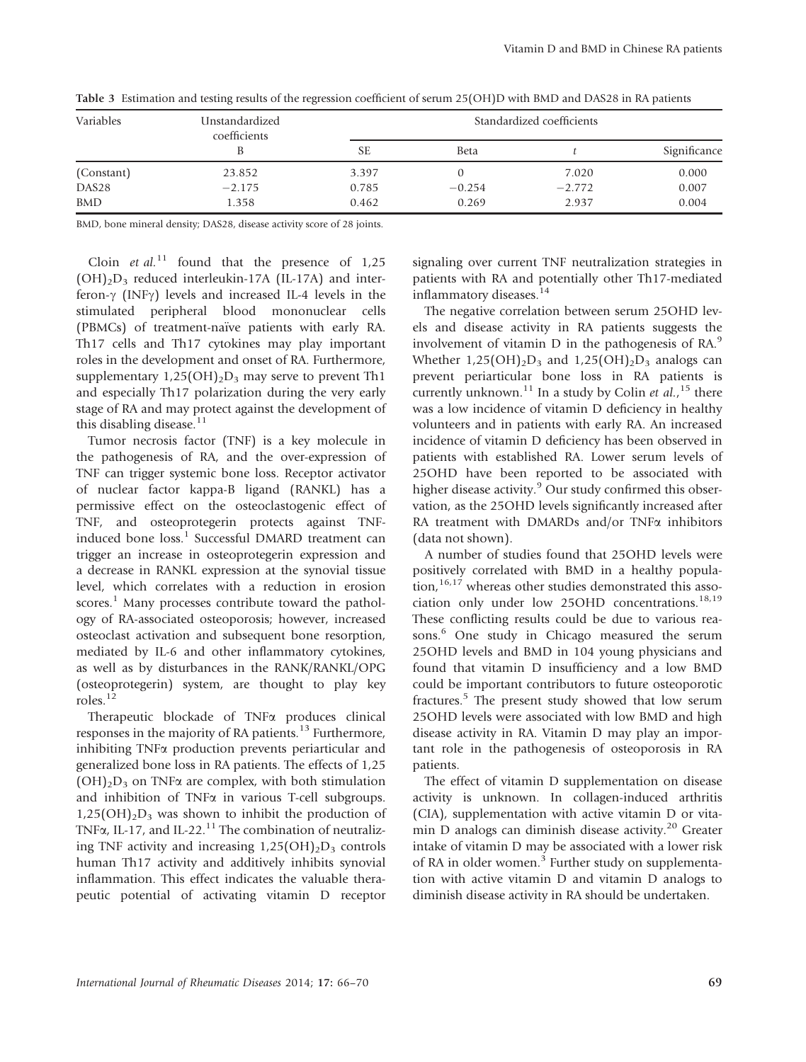**Table 3** Estimation and testing results of the regression coefficient of serum 25(OH)D with BMD and DAS28 in RA patients

| Variables | Unstandardized coefficients | Standardized coefficients | | | |
|---|---|---|---|---|---|
| | B | SE | Beta | $t$ | Significance |
| (Constant) | 23.852 | 3.397 | 0 | 7.020 | 0.000 |
| DAS28 | −2.175 | 0.785 | −0.254 | −2.772 | 0.007 |
| BMD | 1.358 | 0.462 | 0.269 | 2.937 | 0.004 |

BMD, bone mineral density; DAS28, disease activity score of 28 joints.

Cloin *et al.*[11] found that the presence of $1,25(OH)_2D_3$ reduced interleukin-17A (IL-17A) and interferon-γ (INFγ) levels and increased IL-4 levels in the stimulated peripheral blood mononuclear cells (PBMCs) of treatment-naïve patients with early RA. Th17 cells and Th17 cytokines may play important roles in the development and onset of RA. Furthermore, supplementary $1,25(OH)_2D_3$ may serve to prevent Th1 and especially Th17 polarization during the very early stage of RA and may protect against the development of this disabling disease.[11]

Tumor necrosis factor (TNF) is a key molecule in the pathogenesis of RA, and the over-expression of TNF can trigger systemic bone loss. Receptor activator of nuclear factor kappa-B ligand (RANKL) has a permissive effect on the osteoclastogenic effect of TNF, and osteoprotegerin protects against TNF-induced bone loss.[1] Successful DMARD treatment can trigger an increase in osteoprotegerin expression and a decrease in RANKL expression at the synovial tissue level, which correlates with a reduction in erosion scores.[1] Many processes contribute toward the pathology of RA-associated osteoporosis; however, increased osteoclast activation and subsequent bone resorption, mediated by IL-6 and other inflammatory cytokines, as well as by disturbances in the RANK/RANKL/OPG (osteoprotegerin) system, are thought to play key roles.[12]

Therapeutic blockade of TNFα produces clinical responses in the majority of RA patients.[13] Furthermore, inhibiting TNFα production prevents periarticular and generalized bone loss in RA patients. The effects of $1,25(OH)_2D_3$ on TNFα are complex, with both stimulation and inhibition of TNFα in various T-cell subgroups. $1,25(OH)_2D_3$ was shown to inhibit the production of TNFα, IL-17, and IL-22.[11] The combination of neutralizing TNF activity and increasing $1,25(OH)_2D_3$ controls human Th17 activity and additively inhibits synovial inflammation. This effect indicates the valuable therapeutic potential of activating vitamin D receptor signaling over current TNF neutralization strategies in patients with RA and potentially other Th17-mediated inflammatory diseases.[14]

The negative correlation between serum 25OHD levels and disease activity in RA patients suggests the involvement of vitamin D in the pathogenesis of RA.[9] Whether $1,25(OH)_2D_3$ and $1,25(OH)_2D_3$ analogs can prevent periarticular bone loss in RA patients is currently unknown.[11] In a study by Colin *et al.*,[15] there was a low incidence of vitamin D deficiency in healthy volunteers and in patients with early RA. An increased incidence of vitamin D deficiency has been observed in patients with established RA. Lower serum levels of 25OHD have been reported to be associated with higher disease activity.[9] Our study confirmed this observation, as the 25OHD levels significantly increased after RA treatment with DMARDs and/or TNFα inhibitors (data not shown).

A number of studies found that 25OHD levels were positively correlated with BMD in a healthy population,[16,17] whereas other studies demonstrated this association only under low 25OHD concentrations.[18,19] These conflicting results could be due to various reasons.[6] One study in Chicago measured the serum 25OHD levels and BMD in 104 young physicians and found that vitamin D insufficiency and a low BMD could be important contributors to future osteoporotic fractures.[5] The present study showed that low serum 25OHD levels were associated with low BMD and high disease activity in RA. Vitamin D may play an important role in the pathogenesis of osteoporosis in RA patients.

The effect of vitamin D supplementation on disease activity is unknown. In collagen-induced arthritis (CIA), supplementation with active vitamin D or vitamin D analogs can diminish disease activity.[20] Greater intake of vitamin D may be associated with a lower risk of RA in older women.[3] Further study on supplementation with active vitamin D and vitamin D analogs to diminish disease activity in RA should be undertaken.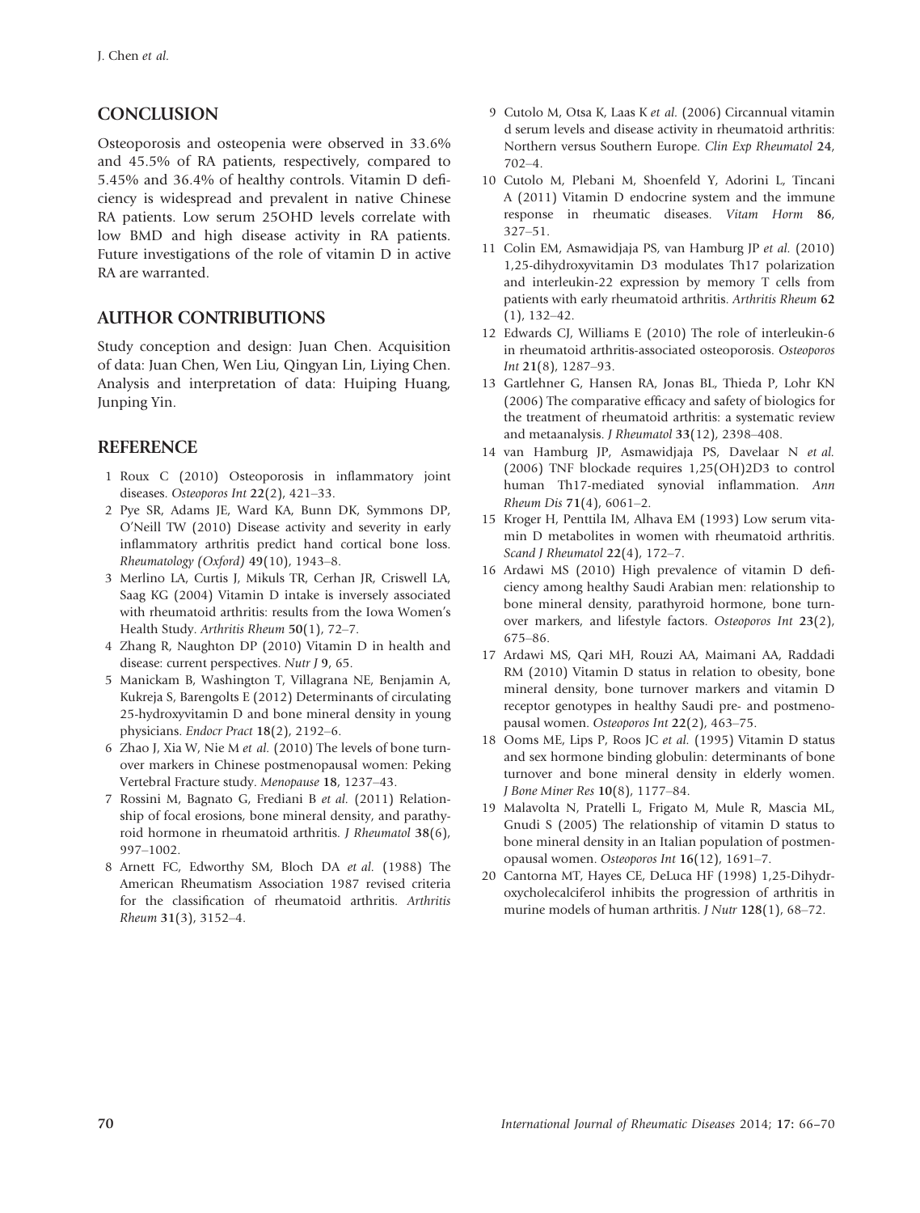## CONCLUSION

Osteoporosis and osteopenia were observed in 33.6% and 45.5% of RA patients, respectively, compared to 5.45% and 36.4% of healthy controls. Vitamin D deficiency is widespread and prevalent in native Chinese RA patients. Low serum 25OHD levels correlate with low BMD and high disease activity in RA patients. Future investigations of the role of vitamin D in active RA are warranted.

## AUTHOR CONTRIBUTIONS

Study conception and design: Juan Chen. Acquisition of data: Juan Chen, Wen Liu, Qingyan Lin, Liying Chen. Analysis and interpretation of data: Huiping Huang, Junping Yin.

## REFERENCE

1 Roux C (2010) Osteoporosis in inflammatory joint diseases. *Osteoporos Int* **22**(2), 421–33.

2 Pye SR, Adams JE, Ward KA, Bunn DK, Symmons DP, O'Neill TW (2010) Disease activity and severity in early inflammatory arthritis predict hand cortical bone loss. *Rheumatology (Oxford)* **49**(10), 1943–8.

3 Merlino LA, Curtis J, Mikuls TR, Cerhan JR, Criswell LA, Saag KG (2004) Vitamin D intake is inversely associated with rheumatoid arthritis: results from the Iowa Women's Health Study. *Arthritis Rheum* **50**(1), 72–7.

4 Zhang R, Naughton DP (2010) Vitamin D in health and disease: current perspectives. *Nutr J* **9**, 65.

5 Manickam B, Washington T, Villagrana NE, Benjamin A, Kukreja S, Barengolts E (2012) Determinants of circulating 25-hydroxyvitamin D and bone mineral density in young physicians. *Endocr Pract* **18**(2), 2192–6.

6 Zhao J, Xia W, Nie M *et al.* (2010) The levels of bone turnover markers in Chinese postmenopausal women: Peking Vertebral Fracture study. *Menopause* **18**, 1237–43.

7 Rossini M, Bagnato G, Frediani B *et al.* (2011) Relationship of focal erosions, bone mineral density, and parathyroid hormone in rheumatoid arthritis. *J Rheumatol* **38**(6), 997–1002.

8 Arnett FC, Edworthy SM, Bloch DA *et al.* (1988) The American Rheumatism Association 1987 revised criteria for the classification of rheumatoid arthritis. *Arthritis Rheum* **31**(3), 3152–4.

9 Cutolo M, Otsa K, Laas K *et al.* (2006) Circannual vitamin d serum levels and disease activity in rheumatoid arthritis: Northern versus Southern Europe. *Clin Exp Rheumatol* **24**, 702–4.

10 Cutolo M, Plebani M, Shoenfeld Y, Adorini L, Tincani A (2011) Vitamin D endocrine system and the immune response in rheumatic diseases. *Vitam Horm* **86**, 327–51.

11 Colin EM, Asmawidjaja PS, van Hamburg JP *et al.* (2010) 1,25-dihydroxyvitamin D3 modulates Th17 polarization and interleukin-22 expression by memory T cells from patients with early rheumatoid arthritis. *Arthritis Rheum* **62** (1), 132–42.

12 Edwards CJ, Williams E (2010) The role of interleukin-6 in rheumatoid arthritis-associated osteoporosis. *Osteoporos Int* **21**(8), 1287–93.

13 Gartlehner G, Hansen RA, Jonas BL, Thieda P, Lohr KN (2006) The comparative efficacy and safety of biologics for the treatment of rheumatoid arthritis: a systematic review and metaanalysis. *J Rheumatol* **33**(12), 2398–408.

14 van Hamburg JP, Asmawidjaja PS, Davelaar N *et al.* (2006) TNF blockade requires 1,25(OH)2D3 to control human Th17-mediated synovial inflammation. *Ann Rheum Dis* **71**(4), 6061–2.

15 Kroger H, Penttila IM, Alhava EM (1993) Low serum vitamin D metabolites in women with rheumatoid arthritis. *Scand J Rheumatol* **22**(4), 172–7.

16 Ardawi MS (2010) High prevalence of vitamin D deficiency among healthy Saudi Arabian men: relationship to bone mineral density, parathyroid hormone, bone turnover markers, and lifestyle factors. *Osteoporos Int* **23**(2), 675–86.

17 Ardawi MS, Qari MH, Rouzi AA, Maimani AA, Raddadi RM (2010) Vitamin D status in relation to obesity, bone mineral density, bone turnover markers and vitamin D receptor genotypes in healthy Saudi pre- and postmenopausal women. *Osteoporos Int* **22**(2), 463–75.

18 Ooms ME, Lips P, Roos JC *et al.* (1995) Vitamin D status and sex hormone binding globulin: determinants of bone turnover and bone mineral density in elderly women. *J Bone Miner Res* **10**(8), 1177–84.

19 Malavolta N, Pratelli L, Frigato M, Mule R, Mascia ML, Gnudi S (2005) The relationship of vitamin D status to bone mineral density in an Italian population of postmenopausal women. *Osteoporos Int* **16**(12), 1691–7.

20 Cantorna MT, Hayes CE, DeLuca HF (1998) 1,25-Dihydroxycholecalciferol inhibits the progression of arthritis in murine models of human arthritis. *J Nutr* **128**(1), 68–72.